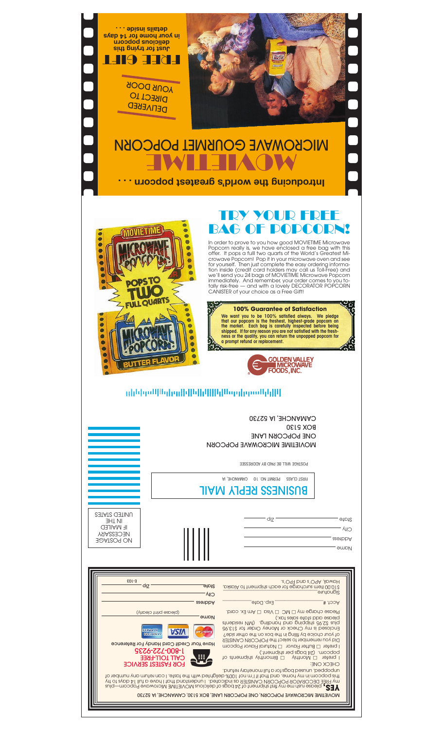**Introducing the world's greatest popcorn . . .**

# MOVIETIME

## MICROWAVE GOURMET POPCORN

DELIVERED DIRECT TO YOUR DOOR

**FREE GIFT**

**Just for trying this delicious popcorn in your home for 14 days details inside . . .**

# TRY YOUR FREE BAG OF POPCORN!

In order to prove to you how good MOVIETIME Microwave Popcorn really is, we have enclosed a free bag with this offer. It pops a fulll two quarts of the World's Greatest Microwave Popcorn! Pop it in your microwave oven and see for yourself. Then just complete the easy ordering information inside (credit card holders may call us Toll-Free) and we'll send you 24 bags of MOVIETIME Microwave Popcorn immediately. And remember, your order comes to you totally risk-free — and with a lovely DECORATOR POPCORN CANISTER of your choice as a Free Gift!

MOVIETIME MICROWAVE POPCORN POPS TO TWO FULL QUARTS BUTTER FLAVOR

**100% Guarantee of Satisfaction**

**We want you to be 100% satisfied always. We pledge that our popcorn is the freshest, highest-grade popcorn on the market. Each bag is carefully inspected before being shipped. If for any reason you are not satisfied with the freshness or the quality, you can return the unpopped popcorn for a prompt refund or replacement.**

GOLDEN VALLEY MICROWAVE FOODS, INC.

NO POSTAGE NECESSARY IF MAILED IN THE UNITED STATES

## BUSINESS REPLY MAIL

FIRST CLASS PERMIT NO. 10 CAMANCHE, IA

POSTAGE WILL BE PAID BY ADDRESSEE

MOVIETIME MICROWAVE POPCORN
ONE POPCORN LANE
BOX 5130
CAMANCHE, IA 52730

Name
Address
City
State Zip

MOVIETIME MICROWAVE POPCORN, ONE POPCORN LANE, BOX 5130, CAMANCHE, IA 52730

**YES,** please rush me my first shipment of 24 bags of delicious MOVIETIME Microwave Popcorn—plus my FREE DECORATOR POPCORN CANISTER as indicated. I understand that I have a full 14 days to try this popcorn in my home, and that if I'm not 100% delighted with the taste, I can return any number of unpopped, unused bags for a full monetary refund.

CHECK ONE:
I prefer ☐ Monthly ☐ Bimonthly shipments of popcorn. (24 bags per shipment.)
I prefer ☐ Butter Flavor ☐ Natural Flavor Popcorn
Did you remember to select the POPCORN CANISTER of your choice by filling in the box on the other side?
Enclosed is my Check or Money Order for $13.95 plus $2.95 shipping and handling. (MN residents please add state sales tax.)
Please charge my ☐ MC ☐ Visa ☐ Am. Ex. card.
Acct. # Exp. Date
Signature
$10.00 Item surcharge for each shipment to Alaska, Hawaii, APO's and FPO's.

**FOR FASTEST SERVICE CALL TOLL-FREE 1-800-722-9235**
Have Your Credit Card Handy For Reference

Name (please print clearly)
Address
City
State Zip

E-103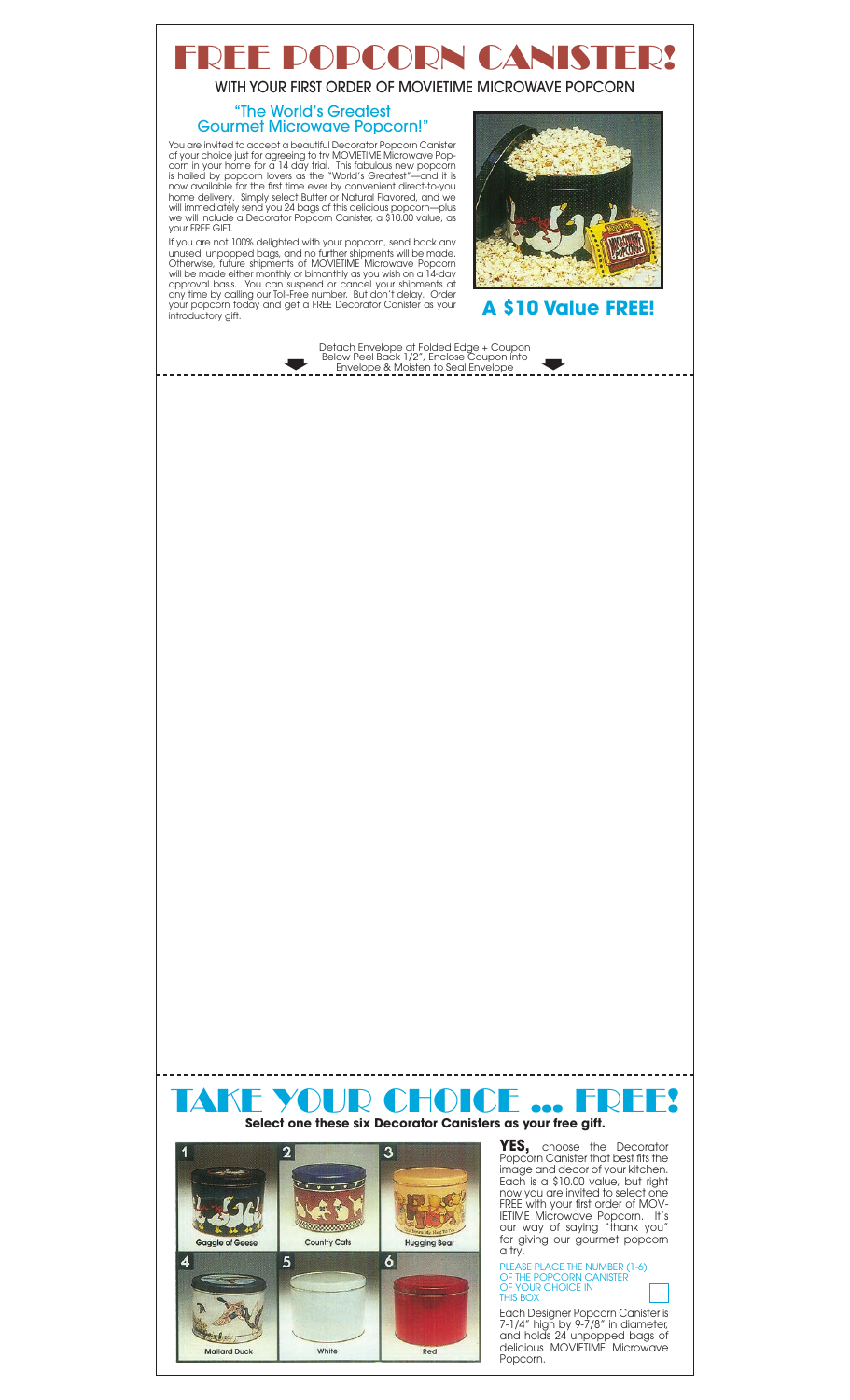# FREE POPCORN CANISTER!

## WITH YOUR FIRST ORDER OF MOVIETIME MICROWAVE POPCORN

### "The World's Greatest Gourmet Microwave Popcorn!"

You are invited to accept a beautiful Decorator Popcorn Canister of your choice just for agreeing to try MOVIETIME Microwave Popcorn in your home for a 14 day trial. This fabulous new popcorn is hailed by popcorn lovers as the "World's Greatest"—and it is now available for the first time ever by convenient direct-to-you home delivery. Simply select Butter or Natural Flavored, and we will immediately send you 24 bags of this delicious popcorn—plus we will include a Decorator Popcorn Canister, a $10.00 value, as your FREE GIFT.

If you are not 100% delighted with your popcorn, send back any unused, unpopped bags, and no further shipments will be made. Otherwise, future shipments of MOVIETIME Microwave Popcorn will be made either monthly or bimonthly as you wish on a 14-day approval basis. You can suspend or cancel your shipments at any time by calling our Toll-Free number. But don't delay. Order your popcorn today and get a FREE Decorator Canister as your introductory gift.

**A $10 Value FREE!**

Detach Envelope at Folded Edge + Coupon Below Peel Back 1/2", Enclose Coupon into Envelope & Moisten to Seal Envelope

# TAKE YOUR CHOICE ... FREE!

**Select one these six Decorator Canisters as your free gift.**

1 Gaggle of Geese
2 Country Cats
3 Hugging Bear
4 Mallard Duck
5 White
6 Red

**YES,** choose the Decorator Popcorn Canister that best fits the image and decor of your kitchen. Each is a $10.00 value, but right now you are invited to select one FREE with your first order of MOVIETIME Microwave Popcorn. It's our way of saying "thank you" for giving our gourmet popcorn a try.

PLEASE PLACE THE NUMBER (1-6) OF THE POPCORN CANISTER OF YOUR CHOICE IN THIS BOX ☐

Each Designer Popcorn Canister is 7-1/4" high by 9-7/8" in diameter, and holds 24 unpopped bags of delicious MOVIETIME Microwave Popcorn.